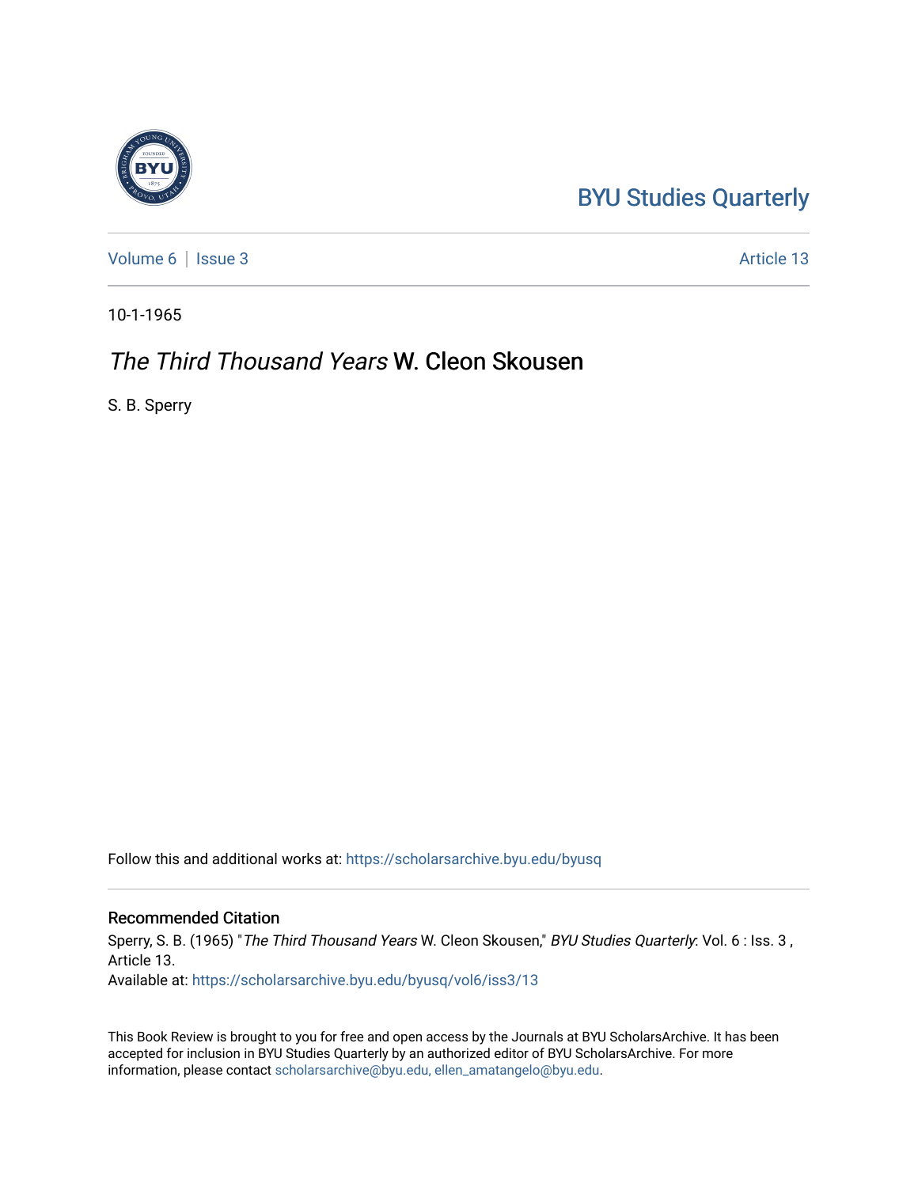BYU Studies Quarterly

Volume 6 | Issue 3 Article 13

10-1-1965

# *The Third Thousand Years* W. Cleon Skousen

S. B. Sperry

Follow this and additional works at: https://scholarsarchive.byu.edu/byusq

## Recommended Citation

Sperry, S. B. (1965) "*The Third Thousand Years* W. Cleon Skousen," *BYU Studies Quarterly*: Vol. 6 : Iss. 3 , Article 13.

Available at: https://scholarsarchive.byu.edu/byusq/vol6/iss3/13

This Book Review is brought to you for free and open access by the Journals at BYU ScholarsArchive. It has been accepted for inclusion in BYU Studies Quarterly by an authorized editor of BYU ScholarsArchive. For more information, please contact scholarsarchive@byu.edu, ellen_amatangelo@byu.edu.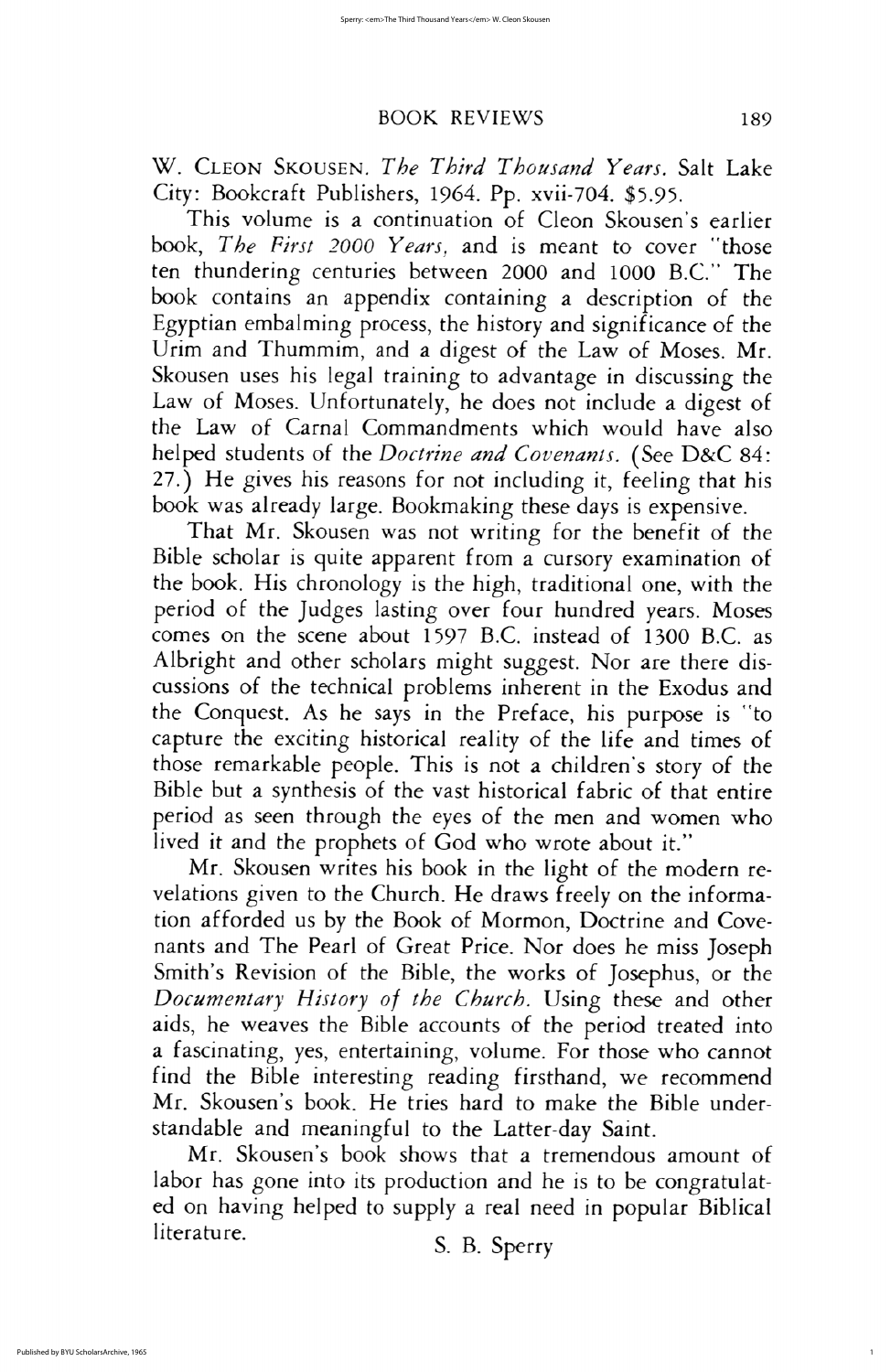W. Cleon Skousen. *The Third Thousand Years.* Salt Lake City: Bookcraft Publishers, 1964. Pp. xvii-704. $5.95.

This volume is a continuation of Cleon Skousen's earlier book, *The First 2000 Years,* and is meant to cover "those ten thundering centuries between 2000 and 1000 B.C." The book contains an appendix containing a description of the Egyptian embalming process, the history and significance of the Urim and Thummim, and a digest of the Law of Moses. Mr. Skousen uses his legal training to advantage in discussing the Law of Moses. Unfortunately, he does not include a digest of the Law of Carnal Commandments which would have also helped students of the *Doctrine and Covenants.* (See D&C 84: 27.) He gives his reasons for not including it, feeling that his book was already large. Bookmaking these days is expensive.

That Mr. Skousen was not writing for the benefit of the Bible scholar is quite apparent from a cursory examination of the book. His chronology is the high, traditional one, with the period of the Judges lasting over four hundred years. Moses comes on the scene about 1597 B.C. instead of 1300 B.C. as Albright and other scholars might suggest. Nor are there discussions of the technical problems inherent in the Exodus and the Conquest. As he says in the Preface, his purpose is "to capture the exciting historical reality of the life and times of those remarkable people. This is not a children's story of the Bible but a synthesis of the vast historical fabric of that entire period as seen through the eyes of the men and women who lived it and the prophets of God who wrote about it."

Mr. Skousen writes his book in the light of the modern revelations given to the Church. He draws freely on the information afforded us by the Book of Mormon, Doctrine and Covenants and The Pearl of Great Price. Nor does he miss Joseph Smith's Revision of the Bible, the works of Josephus, or the *Documentary History of the Church.* Using these and other aids, he weaves the Bible accounts of the period treated into a fascinating, yes, entertaining, volume. For those who cannot find the Bible interesting reading firsthand, we recommend Mr. Skousen's book. He tries hard to make the Bible understandable and meaningful to the Latter-day Saint.

Mr. Skousen's book shows that a tremendous amount of labor has gone into its production and he is to be congratulated on having helped to supply a real need in popular Biblical literature.

S. B. Sperry